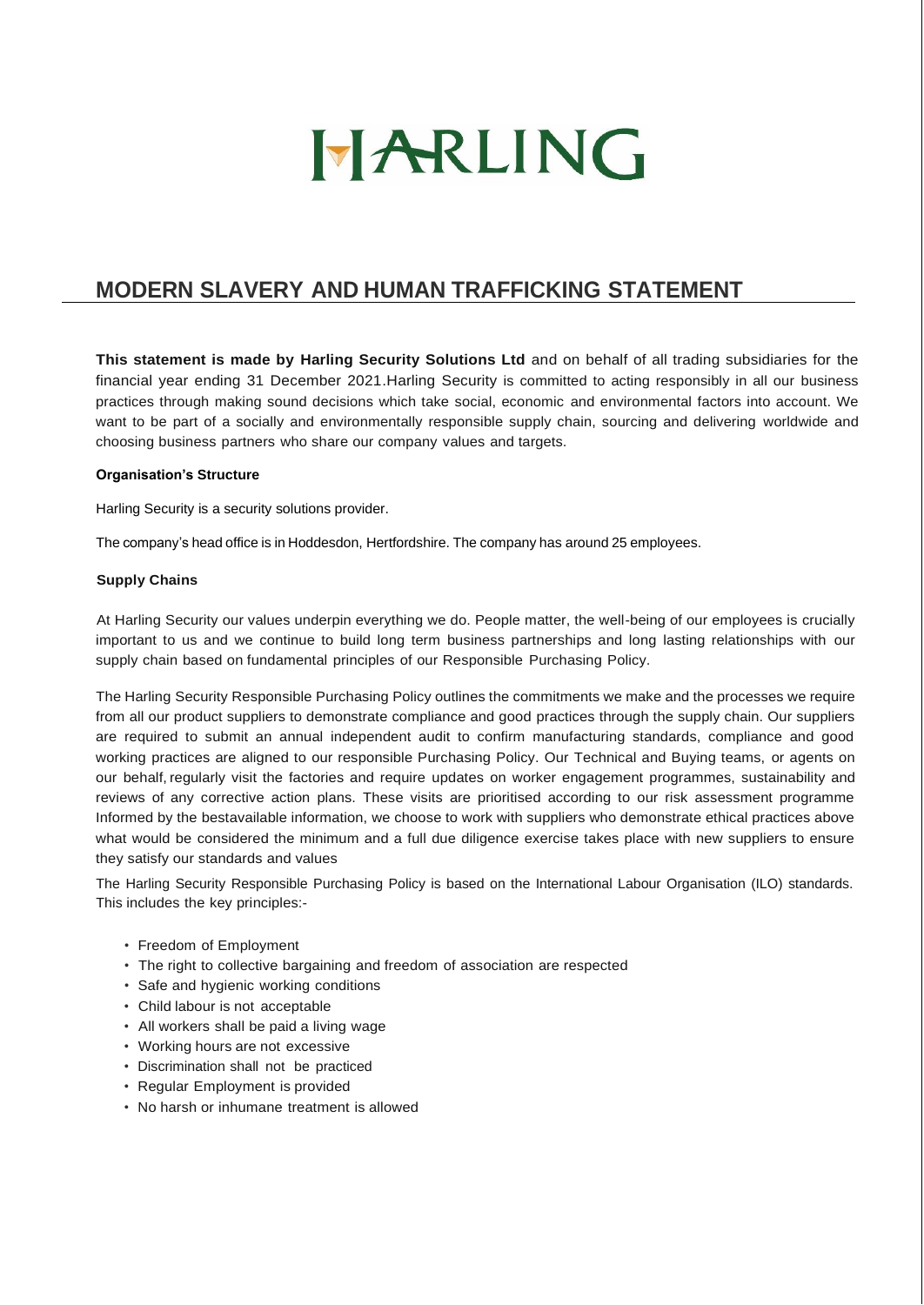# HARLING

## MODERN SLAVERY AND HUMAN TRAFFICKING STATEMENT

**This statement is made by Harling Security Solutions Ltd** and on behalf of all trading subsidiaries for the financial year ending 31 December 2021.Harling Security is committed to acting responsibly in all our business practices through making sound decisions which take social, economic and environmental factors into account. We want to be part of a socially and environmentally responsible supply chain, sourcing and delivering worldwide and choosing business partners who share our company values and targets.

**Organisation's Structure**

Harling Security is a security solutions provider.

The company's head office is in Hoddesdon, Hertfordshire. The company has around 25 employees.

**Supply Chains**

At Harling Security our values underpin everything we do. People matter, the well-being of our employees is crucially important to us and we continue to build long term business partnerships and long lasting relationships with our supply chain based on fundamental principles of our Responsible Purchasing Policy.

The Harling Security Responsible Purchasing Policy outlines the commitments we make and the processes we require from all our product suppliers to demonstrate compliance and good practices through the supply chain. Our suppliers are required to submit an annual independent audit to confirm manufacturing standards, compliance and good working practices are aligned to our responsible Purchasing Policy. Our Technical and Buying teams, or agents on our behalf, regularly visit the factories and require updates on worker engagement programmes, sustainability and reviews of any corrective action plans. These visits are prioritised according to our risk assessment programme Informed by the bestavailable information, we choose to work with suppliers who demonstrate ethical practices above what would be considered the minimum and a full due diligence exercise takes place with new suppliers to ensure they satisfy our standards and values

The Harling Security Responsible Purchasing Policy is based on the International Labour Organisation (ILO) standards. This includes the key principles:-

- Freedom of Employment
- The right to collective bargaining and freedom of association are respected
- Safe and hygienic working conditions
- Child labour is not acceptable
- All workers shall be paid a living wage
- Working hours are not excessive
- Discrimination shall not be practiced
- Regular Employment is provided
- No harsh or inhumane treatment is allowed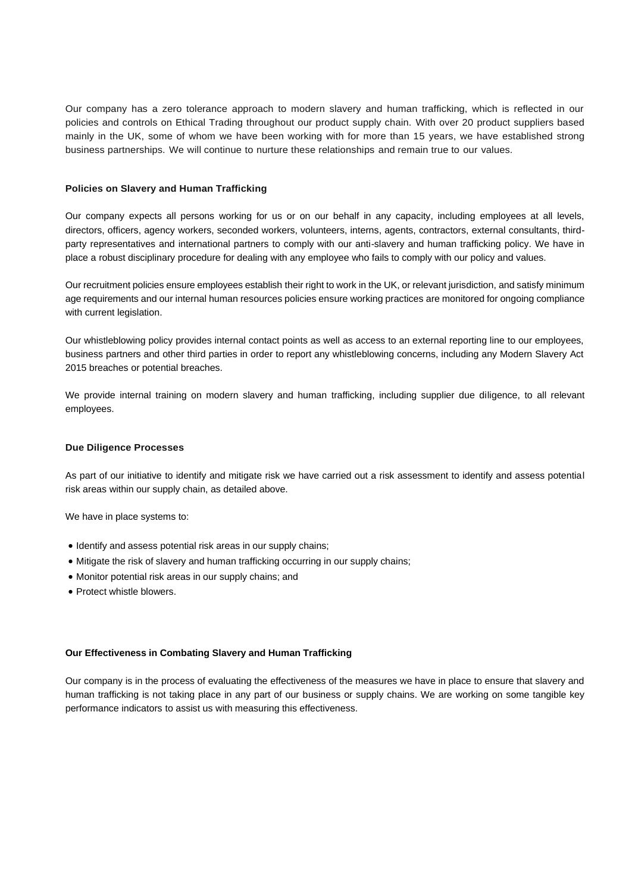Our company has a zero tolerance approach to modern slavery and human trafficking, which is reflected in our policies and controls on Ethical Trading throughout our product supply chain. With over 20 product suppliers based mainly in the UK, some of whom we have been working with for more than 15 years, we have established strong business partnerships. We will continue to nurture these relationships and remain true to our values.

**Policies on Slavery and Human Trafficking**

Our company expects all persons working for us or on our behalf in any capacity, including employees at all levels, directors, officers, agency workers, seconded workers, volunteers, interns, agents, contractors, external consultants, third-party representatives and international partners to comply with our anti-slavery and human trafficking policy. We have in place a robust disciplinary procedure for dealing with any employee who fails to comply with our policy and values.

Our recruitment policies ensure employees establish their right to work in the UK, or relevant jurisdiction, and satisfy minimum age requirements and our internal human resources policies ensure working practices are monitored for ongoing compliance with current legislation.

Our whistleblowing policy provides internal contact points as well as access to an external reporting line to our employees, business partners and other third parties in order to report any whistleblowing concerns, including any Modern Slavery Act 2015 breaches or potential breaches.

We provide internal training on modern slavery and human trafficking, including supplier due diligence, to all relevant employees.

**Due Diligence Processes**

As part of our initiative to identify and mitigate risk we have carried out a risk assessment to identify and assess potential risk areas within our supply chain, as detailed above.

We have in place systems to:

- Identify and assess potential risk areas in our supply chains;
- Mitigate the risk of slavery and human trafficking occurring in our supply chains;
- Monitor potential risk areas in our supply chains; and
- Protect whistle blowers.

**Our Effectiveness in Combating Slavery and Human Trafficking**

Our company is in the process of evaluating the effectiveness of the measures we have in place to ensure that slavery and human trafficking is not taking place in any part of our business or supply chains. We are working on some tangible key performance indicators to assist us with measuring this effectiveness.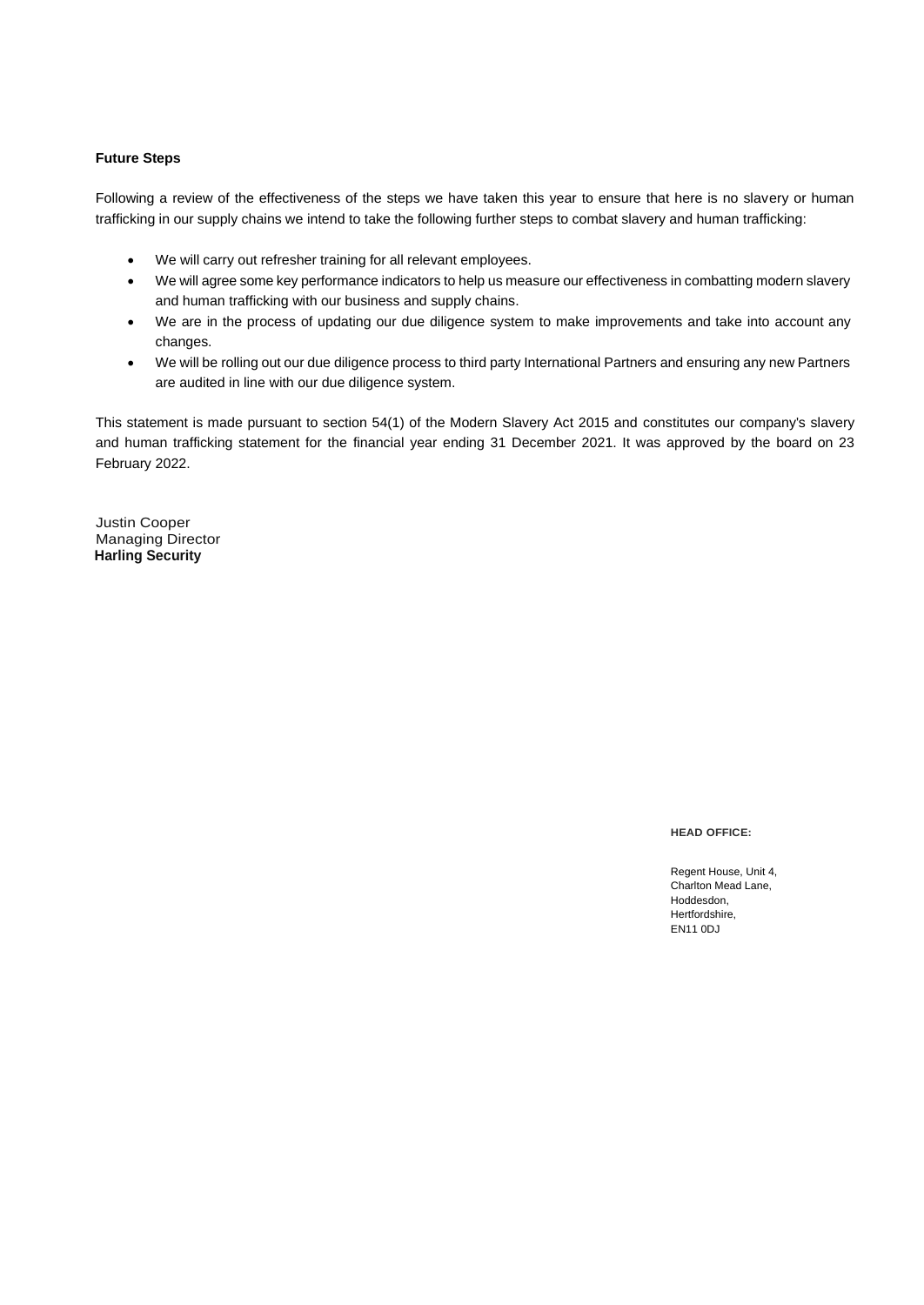**Future Steps**

Following a review of the effectiveness of the steps we have taken this year to ensure that here is no slavery or human trafficking in our supply chains we intend to take the following further steps to combat slavery and human trafficking:

- We will carry out refresher training for all relevant employees.
- We will agree some key performance indicators to help us measure our effectiveness in combatting modern slavery and human trafficking with our business and supply chains.
- We are in the process of updating our due diligence system to make improvements and take into account any changes.
- We will be rolling out our due diligence process to third party International Partners and ensuring any new Partners are audited in line with our due diligence system.

This statement is made pursuant to section 54(1) of the Modern Slavery Act 2015 and constitutes our company's slavery and human trafficking statement for the financial year ending 31 December 2021. It was approved by the board on 23 February 2022.

Justin Cooper
Managing Director
**Harling Security**

**HEAD OFFICE:**

Regent House, Unit 4,
Charlton Mead Lane,
Hoddesdon,
Hertfordshire,
EN11 0DJ